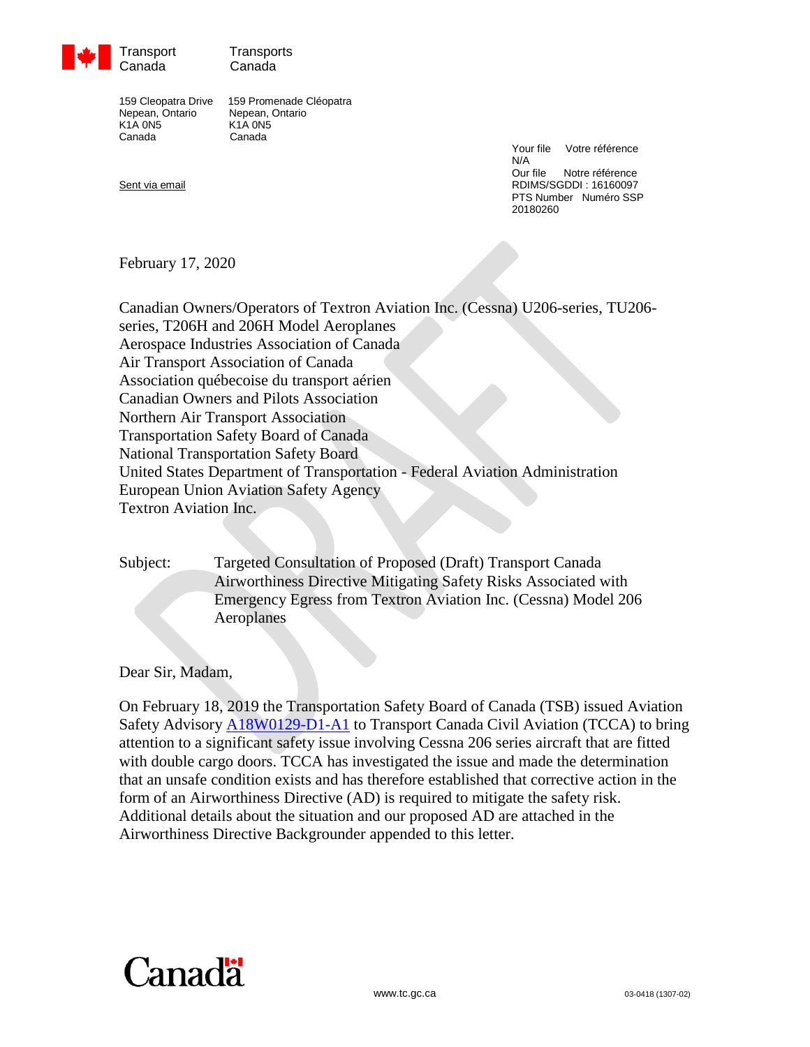Transport Canada | Transports Canada

159 Cleopatra Drive
Nepean, Ontario
K1A 0N5
Canada

159 Promenade Cléopatra
Nepean, Ontario
K1A 0N5
Canada

Your file    Votre référence
N/A
Our file    Notre référence
RDIMS/SGDDI : 16160097
PTS Number    Numéro SSP
20180260

Sent via email

February 17, 2020

Canadian Owners/Operators of Textron Aviation Inc. (Cessna) U206-series, TU206-series, T206H and 206H Model Aeroplanes
Aerospace Industries Association of Canada
Air Transport Association of Canada
Association québecoise du transport aérien
Canadian Owners and Pilots Association
Northern Air Transport Association
Transportation Safety Board of Canada
National Transportation Safety Board
United States Department of Transportation - Federal Aviation Administration
European Union Aviation Safety Agency
Textron Aviation Inc.

Subject: Targeted Consultation of Proposed (Draft) Transport Canada Airworthiness Directive Mitigating Safety Risks Associated with Emergency Egress from Textron Aviation Inc. (Cessna) Model 206 Aeroplanes

Dear Sir, Madam,

On February 18, 2019 the Transportation Safety Board of Canada (TSB) issued Aviation Safety Advisory A18W0129-D1-A1 to Transport Canada Civil Aviation (TCCA) to bring attention to a significant safety issue involving Cessna 206 series aircraft that are fitted with double cargo doors. TCCA has investigated the issue and made the determination that an unsafe condition exists and has therefore established that corrective action in the form of an Airworthiness Directive (AD) is required to mitigate the safety risk. Additional details about the situation and our proposed AD are attached in the Airworthiness Directive Backgrounder appended to this letter.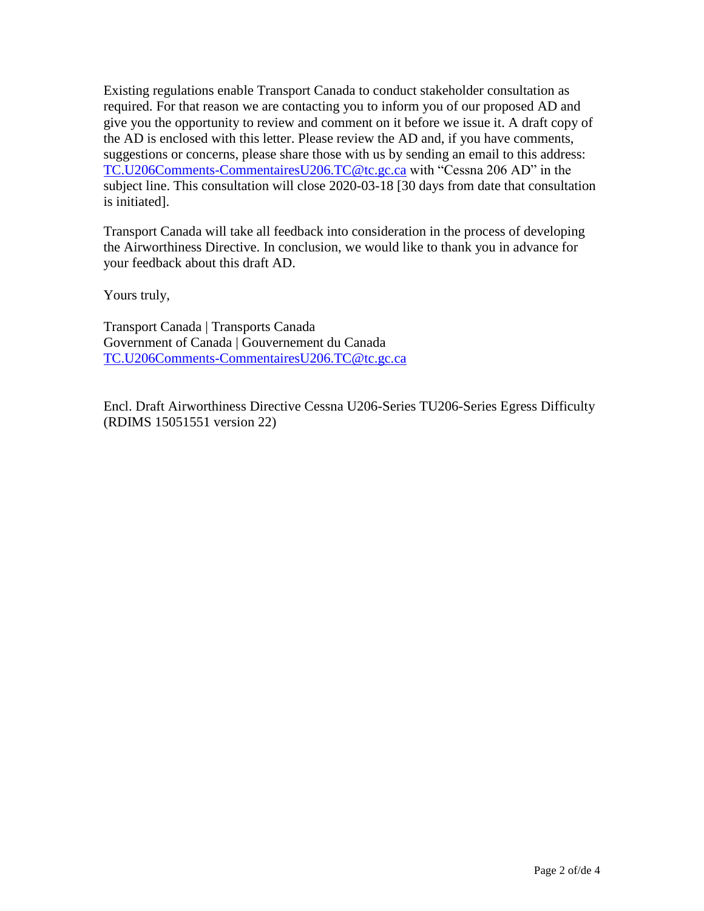Existing regulations enable Transport Canada to conduct stakeholder consultation as required. For that reason we are contacting you to inform you of our proposed AD and give you the opportunity to review and comment on it before we issue it. A draft copy of the AD is enclosed with this letter. Please review the AD and, if you have comments, suggestions or concerns, please share those with us by sending an email to this address: TC.U206Comments-CommentairesU206.TC@tc.gc.ca with "Cessna 206 AD" in the subject line. This consultation will close 2020-03-18 [30 days from date that consultation is initiated].

Transport Canada will take all feedback into consideration in the process of developing the Airworthiness Directive. In conclusion, we would like to thank you in advance for your feedback about this draft AD.

Yours truly,

Transport Canada | Transports Canada
Government of Canada | Gouvernement du Canada
TC.U206Comments-CommentairesU206.TC@tc.gc.ca

Encl. Draft Airworthiness Directive Cessna U206-Series TU206-Series Egress Difficulty (RDIMS 15051551 version 22)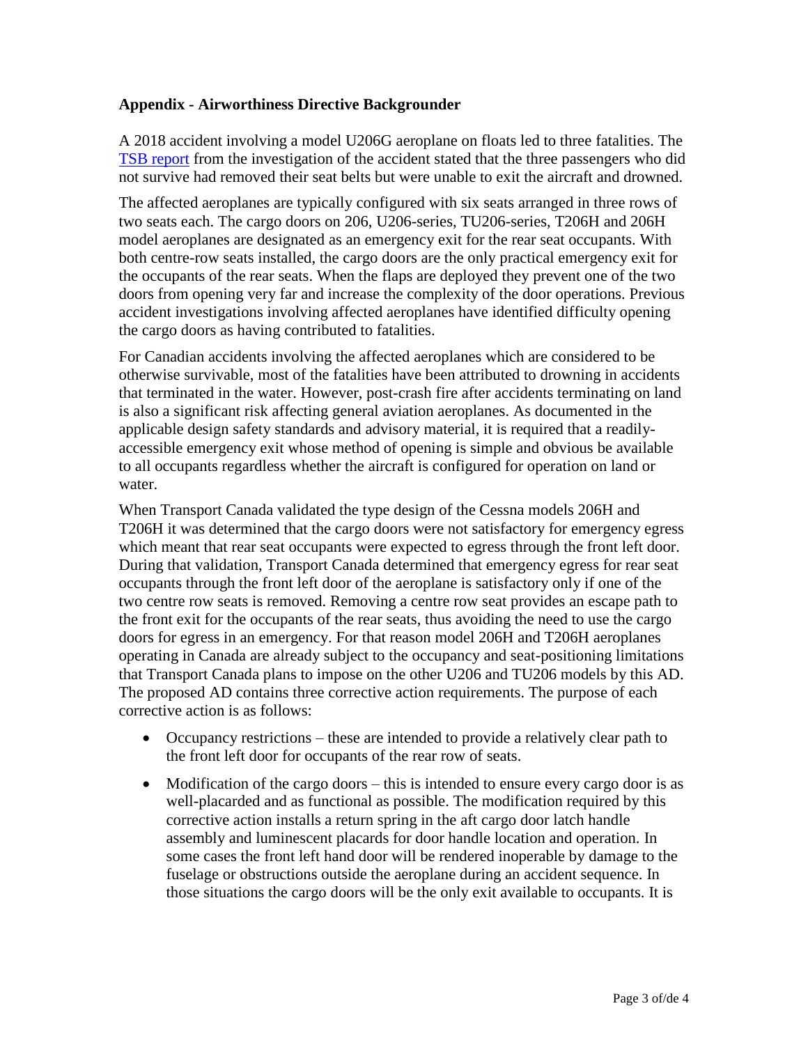## Appendix - Airworthiness Directive Backgrounder

A 2018 accident involving a model U206G aeroplane on floats led to three fatalities. The [TSB report](#) from the investigation of the accident stated that the three passengers who did not survive had removed their seat belts but were unable to exit the aircraft and drowned.

The affected aeroplanes are typically configured with six seats arranged in three rows of two seats each. The cargo doors on 206, U206-series, TU206-series, T206H and 206H model aeroplanes are designated as an emergency exit for the rear seat occupants. With both centre-row seats installed, the cargo doors are the only practical emergency exit for the occupants of the rear seats. When the flaps are deployed they prevent one of the two doors from opening very far and increase the complexity of the door operations. Previous accident investigations involving affected aeroplanes have identified difficulty opening the cargo doors as having contributed to fatalities.

For Canadian accidents involving the affected aeroplanes which are considered to be otherwise survivable, most of the fatalities have been attributed to drowning in accidents that terminated in the water. However, post-crash fire after accidents terminating on land is also a significant risk affecting general aviation aeroplanes. As documented in the applicable design safety standards and advisory material, it is required that a readily-accessible emergency exit whose method of opening is simple and obvious be available to all occupants regardless whether the aircraft is configured for operation on land or water.

When Transport Canada validated the type design of the Cessna models 206H and T206H it was determined that the cargo doors were not satisfactory for emergency egress which meant that rear seat occupants were expected to egress through the front left door. During that validation, Transport Canada determined that emergency egress for rear seat occupants through the front left door of the aeroplane is satisfactory only if one of the two centre row seats is removed. Removing a centre row seat provides an escape path to the front exit for the occupants of the rear seats, thus avoiding the need to use the cargo doors for egress in an emergency. For that reason model 206H and T206H aeroplanes operating in Canada are already subject to the occupancy and seat-positioning limitations that Transport Canada plans to impose on the other U206 and TU206 models by this AD. The proposed AD contains three corrective action requirements. The purpose of each corrective action is as follows:

- Occupancy restrictions – these are intended to provide a relatively clear path to the front left door for occupants of the rear row of seats.
- Modification of the cargo doors – this is intended to ensure every cargo door is as well-placarded and as functional as possible. The modification required by this corrective action installs a return spring in the aft cargo door latch handle assembly and luminescent placards for door handle location and operation. In some cases the front left hand door will be rendered inoperable by damage to the fuselage or obstructions outside the aeroplane during an accident sequence. In those situations the cargo doors will be the only exit available to occupants. It is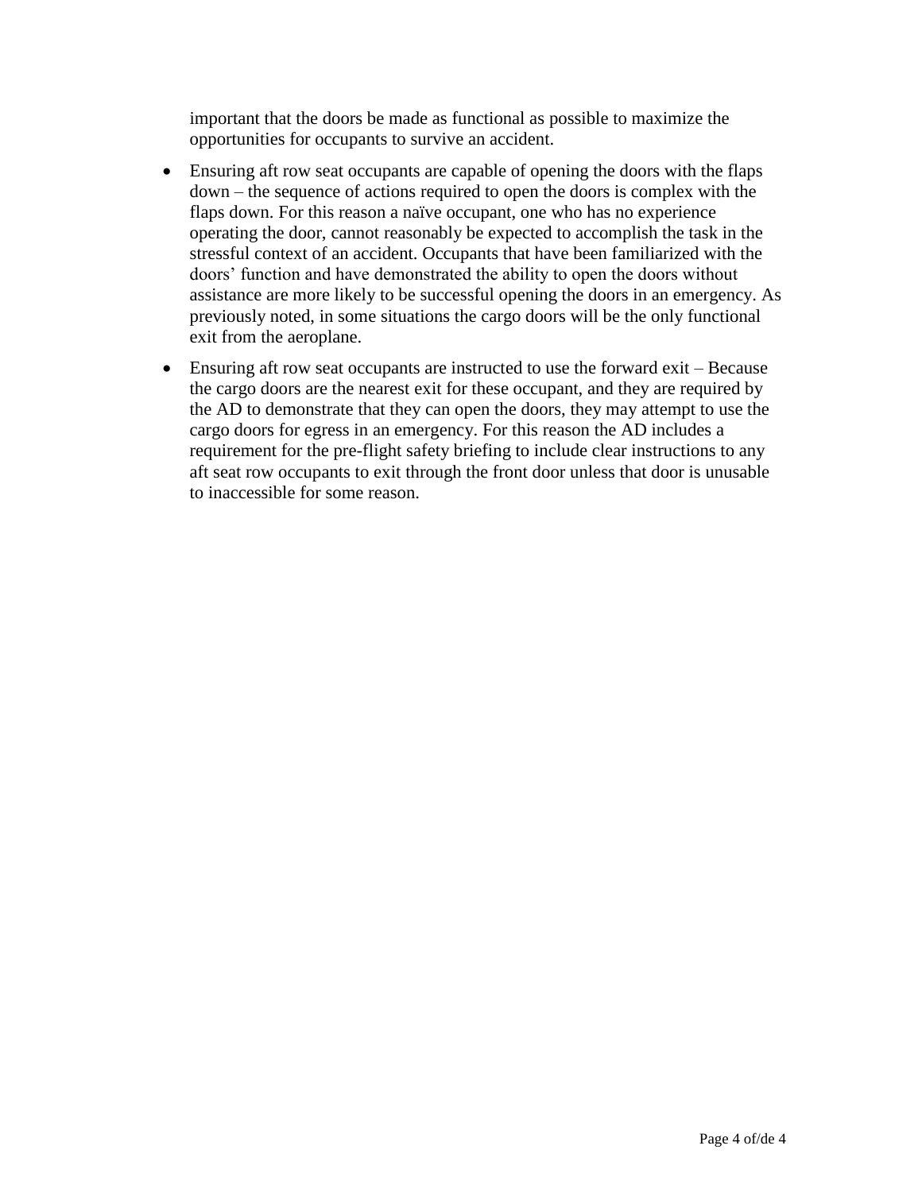important that the doors be made as functional as possible to maximize the opportunities for occupants to survive an accident.

- Ensuring aft row seat occupants are capable of opening the doors with the flaps down – the sequence of actions required to open the doors is complex with the flaps down. For this reason a naïve occupant, one who has no experience operating the door, cannot reasonably be expected to accomplish the task in the stressful context of an accident. Occupants that have been familiarized with the doors' function and have demonstrated the ability to open the doors without assistance are more likely to be successful opening the doors in an emergency. As previously noted, in some situations the cargo doors will be the only functional exit from the aeroplane.

- Ensuring aft row seat occupants are instructed to use the forward exit – Because the cargo doors are the nearest exit for these occupant, and they are required by the AD to demonstrate that they can open the doors, they may attempt to use the cargo doors for egress in an emergency. For this reason the AD includes a requirement for the pre-flight safety briefing to include clear instructions to any aft seat row occupants to exit through the front door unless that door is unusable to inaccessible for some reason.